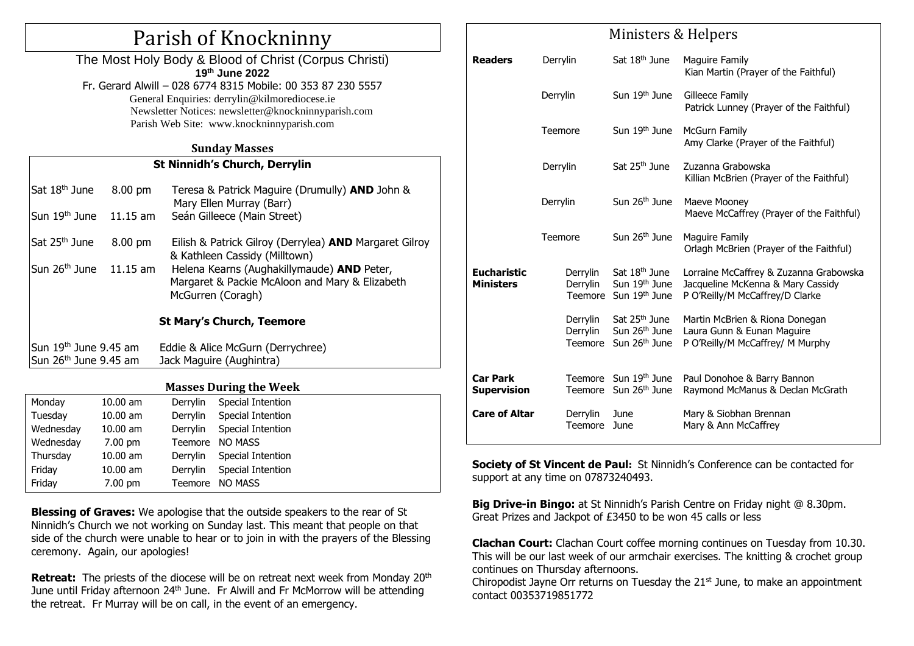# Parish of Knockninny

The Most Holy Body & Blood of Christ (Corpus Christi)
**19th June 2022**

Fr. Gerard Alwill – 028 6774 8315 Mobile: 00 353 87 230 5557
General Enquiries: derrylin@kilmorediocese.ie
Newsletter Notices: newsletter@knockninnyparish.com
Parish Web Site: www.knockninnyparish.com

## Sunday Masses

### St Ninnidh's Church, Derrylin

| | | |
|---|---|---|
| Sat 18th June | 8.00 pm | Teresa & Patrick Maguire (Drumully) **AND** John & Mary Ellen Murray (Barr) |
| Sun 19th June | 11.15 am | Seán Gilleece (Main Street) |
| Sat 25th June | 8.00 pm | Eilish & Patrick Gilroy (Derrylea) **AND** Margaret Gilroy & Kathleen Cassidy (Milltown) |
| Sun 26th June | 11.15 am | Helena Kearns (Aughakillymaude) **AND** Peter, Margaret & Packie McAloon and Mary & Elizabeth McGurren (Coragh) |

### St Mary's Church, Teemore

| | |
|---|---|
| Sun 19th June 9.45 am | Eddie & Alice McGurn (Derrychree) |
| Sun 26th June 9.45 am | Jack Maguire (Aughintra) |

## Masses During the Week

| | | | |
|---|---|---|---|
| Monday | 10.00 am | Derrylin | Special Intention |
| Tuesday | 10.00 am | Derrylin | Special Intention |
| Wednesday | 10.00 am | Derrylin | Special Intention |
| Wednesday | 7.00 pm | Teemore | NO MASS |
| Thursday | 10.00 am | Derrylin | Special Intention |
| Friday | 10.00 am | Derrylin | Special Intention |
| Friday | 7.00 pm | Teemore | NO MASS |

**Blessing of Graves:** We apologise that the outside speakers to the rear of St Ninnidh's Church we not working on Sunday last. This meant that people on that side of the church were unable to hear or to join in with the prayers of the Blessing ceremony. Again, our apologies!

**Retreat:** The priests of the diocese will be on retreat next week from Monday 20th June until Friday afternoon 24th June. Fr Alwill and Fr McMorrow will be attending the retreat. Fr Murray will be on call, in the event of an emergency.

## Ministers & Helpers

| | | | |
|---|---|---|---|
| **Readers** | Derrylin | Sat 18th June | Maguire Family<br>Kian Martin (Prayer of the Faithful) |
| | Derrylin | Sun 19th June | Gilleece Family<br>Patrick Lunney (Prayer of the Faithful) |
| | Teemore | Sun 19th June | McGurn Family<br>Amy Clarke (Prayer of the Faithful) |
| | Derrylin | Sat 25th June | Zuzanna Grabowska<br>Killian McBrien (Prayer of the Faithful) |
| | Derrylin | Sun 26th June | Maeve Mooney<br>Maeve McCaffrey (Prayer of the Faithful) |
| | Teemore | Sun 26th June | Maguire Family<br>Orlagh McBrien (Prayer of the Faithful) |
| **Eucharistic Ministers** | Derrylin | Sat 18th June | Lorraine McCaffrey & Zuzanna Grabowska |
| | Derrylin | Sun 19th June | Jacqueline McKenna & Mary Cassidy |
| | Teemore | Sun 19th June | P O'Reilly/M McCaffrey/D Clarke |
| | Derrylin | Sat 25th June | Martin McBrien & Riona Donegan |
| | Derrylin | Sun 26th June | Laura Gunn & Eunan Maguire |
| | Teemore | Sun 26th June | P O'Reilly/M McCaffrey/ M Murphy |
| **Car Park Supervision** | Teemore | Sun 19th June | Paul Donohoe & Barry Bannon |
| | Teemore | Sun 26th June | Raymond McManus & Declan McGrath |
| **Care of Altar** | Derrylin | June | Mary & Siobhan Brennan |
| | Teemore | June | Mary & Ann McCaffrey |

**Society of St Vincent de Paul:** St Ninnidh's Conference can be contacted for support at any time on 07873240493.

**Big Drive-in Bingo:** at St Ninnidh's Parish Centre on Friday night @ 8.30pm. Great Prizes and Jackpot of £3450 to be won 45 calls or less

**Clachan Court:** Clachan Court coffee morning continues on Tuesday from 10.30. This will be our last week of our armchair exercises. The knitting & crochet group continues on Thursday afternoons.

Chiropodist Jayne Orr returns on Tuesday the 21st June, to make an appointment contact 00353719851772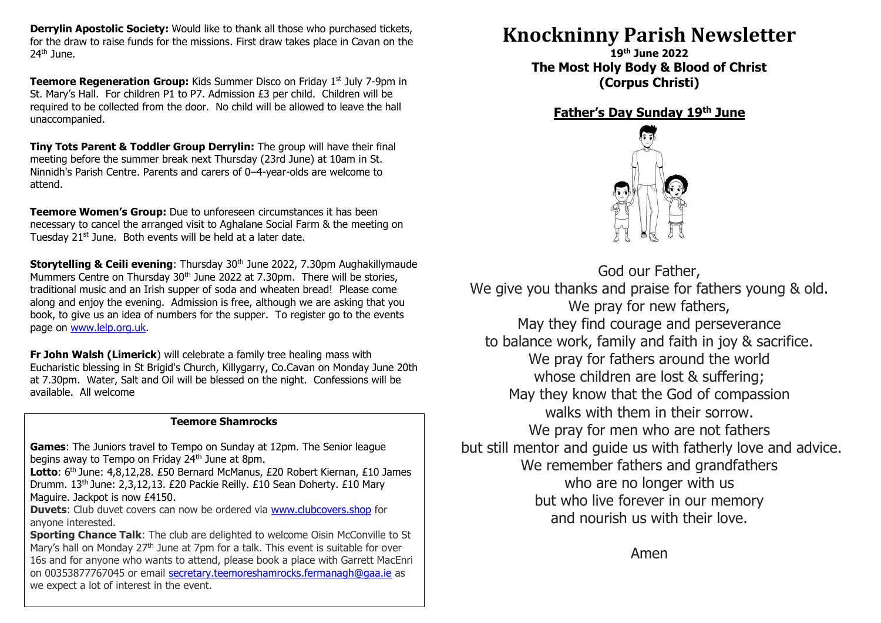**Derrylin Apostolic Society:** Would like to thank all those who purchased tickets, for the draw to raise funds for the missions. First draw takes place in Cavan on the 24th June.

**Teemore Regeneration Group:** Kids Summer Disco on Friday 1st July 7-9pm in St. Mary's Hall. For children P1 to P7. Admission £3 per child. Children will be required to be collected from the door. No child will be allowed to leave the hall unaccompanied.

**Tiny Tots Parent & Toddler Group Derrylin:** The group will have their final meeting before the summer break next Thursday (23rd June) at 10am in St. Ninnidh's Parish Centre. Parents and carers of 0–4-year-olds are welcome to attend.

**Teemore Women's Group:** Due to unforeseen circumstances it has been necessary to cancel the arranged visit to Aghalane Social Farm & the meeting on Tuesday 21st June. Both events will be held at a later date.

**Storytelling & Ceili evening**: Thursday 30th June 2022, 7.30pm Aughakillymaude Mummers Centre on Thursday 30th June 2022 at 7.30pm. There will be stories, traditional music and an Irish supper of soda and wheaten bread! Please come along and enjoy the evening. Admission is free, although we are asking that you book, to give us an idea of numbers for the supper. To register go to the events page on www.lelp.org.uk.

**Fr John Walsh (Limerick**) will celebrate a family tree healing mass with Eucharistic blessing in St Brigid's Church, Killygarry, Co.Cavan on Monday June 20th at 7.30pm. Water, Salt and Oil will be blessed on the night. Confessions will be available. All welcome

**Teemore Shamrocks**

**Games**: The Juniors travel to Tempo on Sunday at 12pm. The Senior league begins away to Tempo on Friday 24th June at 8pm.

**Lotto**: 6th June: 4,8,12,28. £50 Bernard McManus, £20 Robert Kiernan, £10 James Drumm. 13th June: 2,3,12,13. £20 Packie Reilly. £10 Sean Doherty. £10 Mary Maguire. Jackpot is now £4150.

**Duvets**: Club duvet covers can now be ordered via www.clubcovers.shop for anyone interested.

**Sporting Chance Talk**: The club are delighted to welcome Oisin McConville to St Mary's hall on Monday 27th June at 7pm for a talk. This event is suitable for over 16s and for anyone who wants to attend, please book a place with Garrett MacEnri on 00353877767045 or email secretary.teemoreshamrocks.fermanagh@gaa.ie as we expect a lot of interest in the event.

# Knockninny Parish Newsletter

**19th June 2022**
**The Most Holy Body & Blood of Christ (Corpus Christi)**

## Father's Day Sunday 19th June

God our Father,
We give you thanks and praise for fathers young & old.
We pray for new fathers,
May they find courage and perseverance
to balance work, family and faith in joy & sacrifice.
We pray for fathers around the world
whose children are lost & suffering;
May they know that the God of compassion
walks with them in their sorrow.
We pray for men who are not fathers
but still mentor and guide us with fatherly love and advice.
We remember fathers and grandfathers
who are no longer with us
but who live forever in our memory
and nourish us with their love.

Amen